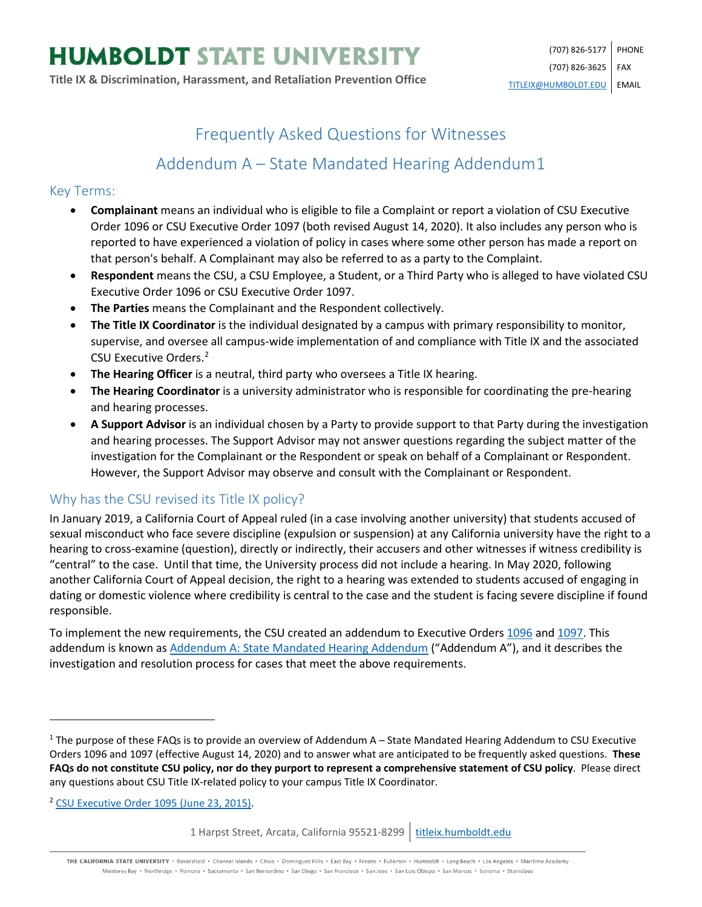# HUMBOLDT STATE UNIVERSITY

**Title IX & Discrimination, Harassment, and Retaliation Prevention Office**

(707) 826-5177 | PHONE
(707) 826-3625 | FAX
TITLEIX@HUMBOLDT.EDU | EMAIL

## Frequently Asked Questions for Witnesses

## Addendum A – State Mandated Hearing Addendum[1]

### Key Terms:

- **Complainant** means an individual who is eligible to file a Complaint or report a violation of CSU Executive Order 1096 or CSU Executive Order 1097 (both revised August 14, 2020). It also includes any person who is reported to have experienced a violation of policy in cases where some other person has made a report on that person's behalf. A Complainant may also be referred to as a party to the Complaint.
- **Respondent** means the CSU, a CSU Employee, a Student, or a Third Party who is alleged to have violated CSU Executive Order 1096 or CSU Executive Order 1097.
- **The Parties** means the Complainant and the Respondent collectively.
- **The Title IX Coordinator** is the individual designated by a campus with primary responsibility to monitor, supervise, and oversee all campus-wide implementation of and compliance with Title IX and the associated CSU Executive Orders.[2]
- **The Hearing Officer** is a neutral, third party who oversees a Title IX hearing.
- **The Hearing Coordinator** is a university administrator who is responsible for coordinating the pre-hearing and hearing processes.
- **A Support Advisor** is an individual chosen by a Party to provide support to that Party during the investigation and hearing processes. The Support Advisor may not answer questions regarding the subject matter of the investigation for the Complainant or the Respondent or speak on behalf of a Complainant or Respondent. However, the Support Advisor may observe and consult with the Complainant or Respondent.

### Why has the CSU revised its Title IX policy?

In January 2019, a California Court of Appeal ruled (in a case involving another university) that students accused of sexual misconduct who face severe discipline (expulsion or suspension) at any California university have the right to a hearing to cross-examine (question), directly or indirectly, their accusers and other witnesses if witness credibility is "central" to the case. Until that time, the University process did not include a hearing. In May 2020, following another California Court of Appeal decision, the right to a hearing was extended to students accused of engaging in dating or domestic violence where credibility is central to the case and the student is facing severe discipline if found responsible.

To implement the new requirements, the CSU created an addendum to Executive Orders 1096 and 1097. This addendum is known as Addendum A: State Mandated Hearing Addendum ("Addendum A"), and it describes the investigation and resolution process for cases that meet the above requirements.

---

[1] The purpose of these FAQs is to provide an overview of Addendum A – State Mandated Hearing Addendum to CSU Executive Orders 1096 and 1097 (effective August 14, 2020) and to answer what are anticipated to be frequently asked questions. **These FAQs do not constitute CSU policy, nor do they purport to represent a comprehensive statement of CSU policy**. Please direct any questions about CSU Title IX-related policy to your campus Title IX Coordinator.

[2] CSU Executive Order 1095 (June 23, 2015).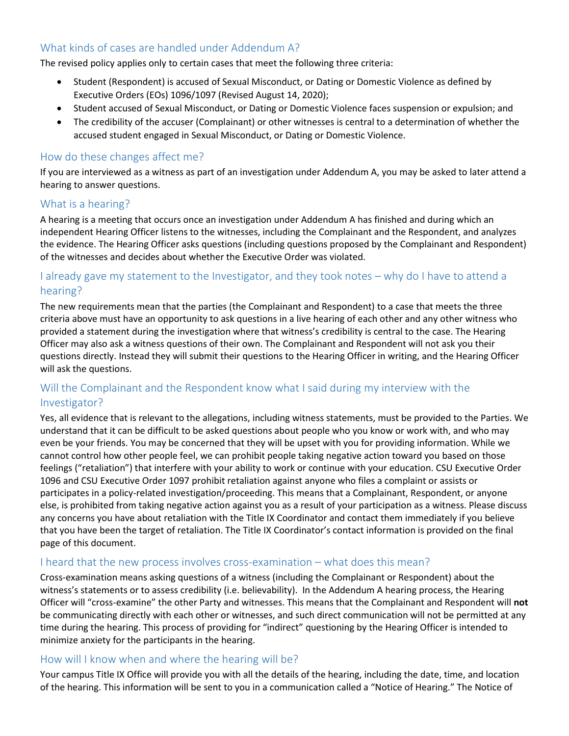## What kinds of cases are handled under Addendum A?

The revised policy applies only to certain cases that meet the following three criteria:

- Student (Respondent) is accused of Sexual Misconduct, or Dating or Domestic Violence as defined by Executive Orders (EOs) 1096/1097 (Revised August 14, 2020);
- Student accused of Sexual Misconduct, or Dating or Domestic Violence faces suspension or expulsion; and
- The credibility of the accuser (Complainant) or other witnesses is central to a determination of whether the accused student engaged in Sexual Misconduct, or Dating or Domestic Violence.

## How do these changes affect me?

If you are interviewed as a witness as part of an investigation under Addendum A, you may be asked to later attend a hearing to answer questions.

## What is a hearing?

A hearing is a meeting that occurs once an investigation under Addendum A has finished and during which an independent Hearing Officer listens to the witnesses, including the Complainant and the Respondent, and analyzes the evidence. The Hearing Officer asks questions (including questions proposed by the Complainant and Respondent) of the witnesses and decides about whether the Executive Order was violated.

## I already gave my statement to the Investigator, and they took notes – why do I have to attend a hearing?

The new requirements mean that the parties (the Complainant and Respondent) to a case that meets the three criteria above must have an opportunity to ask questions in a live hearing of each other and any other witness who provided a statement during the investigation where that witness's credibility is central to the case. The Hearing Officer may also ask a witness questions of their own. The Complainant and Respondent will not ask you their questions directly. Instead they will submit their questions to the Hearing Officer in writing, and the Hearing Officer will ask the questions.

## Will the Complainant and the Respondent know what I said during my interview with the Investigator?

Yes, all evidence that is relevant to the allegations, including witness statements, must be provided to the Parties. We understand that it can be difficult to be asked questions about people who you know or work with, and who may even be your friends. You may be concerned that they will be upset with you for providing information. While we cannot control how other people feel, we can prohibit people taking negative action toward you based on those feelings ("retaliation") that interfere with your ability to work or continue with your education. CSU Executive Order 1096 and CSU Executive Order 1097 prohibit retaliation against anyone who files a complaint or assists or participates in a policy-related investigation/proceeding. This means that a Complainant, Respondent, or anyone else, is prohibited from taking negative action against you as a result of your participation as a witness. Please discuss any concerns you have about retaliation with the Title IX Coordinator and contact them immediately if you believe that you have been the target of retaliation. The Title IX Coordinator's contact information is provided on the final page of this document.

## I heard that the new process involves cross-examination – what does this mean?

Cross-examination means asking questions of a witness (including the Complainant or Respondent) about the witness's statements or to assess credibility (i.e. believability). In the Addendum A hearing process, the Hearing Officer will "cross-examine" the other Party and witnesses. This means that the Complainant and Respondent will **not** be communicating directly with each other or witnesses, and such direct communication will not be permitted at any time during the hearing. This process of providing for "indirect" questioning by the Hearing Officer is intended to minimize anxiety for the participants in the hearing.

## How will I know when and where the hearing will be?

Your campus Title IX Office will provide you with all the details of the hearing, including the date, time, and location of the hearing. This information will be sent to you in a communication called a "Notice of Hearing." The Notice of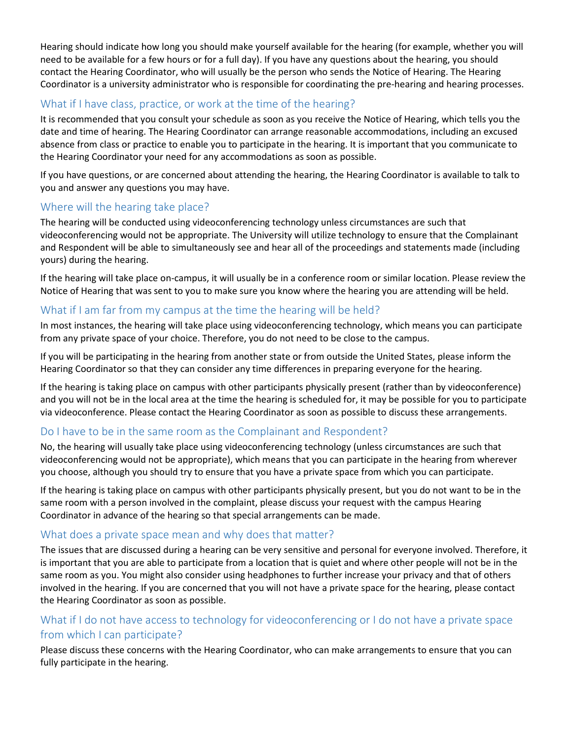Hearing should indicate how long you should make yourself available for the hearing (for example, whether you will need to be available for a few hours or for a full day). If you have any questions about the hearing, you should contact the Hearing Coordinator, who will usually be the person who sends the Notice of Hearing. The Hearing Coordinator is a university administrator who is responsible for coordinating the pre-hearing and hearing processes.

## What if I have class, practice, or work at the time of the hearing?

It is recommended that you consult your schedule as soon as you receive the Notice of Hearing, which tells you the date and time of hearing. The Hearing Coordinator can arrange reasonable accommodations, including an excused absence from class or practice to enable you to participate in the hearing. It is important that you communicate to the Hearing Coordinator your need for any accommodations as soon as possible.

If you have questions, or are concerned about attending the hearing, the Hearing Coordinator is available to talk to you and answer any questions you may have.

## Where will the hearing take place?

The hearing will be conducted using videoconferencing technology unless circumstances are such that videoconferencing would not be appropriate. The University will utilize technology to ensure that the Complainant and Respondent will be able to simultaneously see and hear all of the proceedings and statements made (including yours) during the hearing.

If the hearing will take place on-campus, it will usually be in a conference room or similar location. Please review the Notice of Hearing that was sent to you to make sure you know where the hearing you are attending will be held.

## What if I am far from my campus at the time the hearing will be held?

In most instances, the hearing will take place using videoconferencing technology, which means you can participate from any private space of your choice. Therefore, you do not need to be close to the campus.

If you will be participating in the hearing from another state or from outside the United States, please inform the Hearing Coordinator so that they can consider any time differences in preparing everyone for the hearing.

If the hearing is taking place on campus with other participants physically present (rather than by videoconference) and you will not be in the local area at the time the hearing is scheduled for, it may be possible for you to participate via videoconference. Please contact the Hearing Coordinator as soon as possible to discuss these arrangements.

## Do I have to be in the same room as the Complainant and Respondent?

No, the hearing will usually take place using videoconferencing technology (unless circumstances are such that videoconferencing would not be appropriate), which means that you can participate in the hearing from wherever you choose, although you should try to ensure that you have a private space from which you can participate.

If the hearing is taking place on campus with other participants physically present, but you do not want to be in the same room with a person involved in the complaint, please discuss your request with the campus Hearing Coordinator in advance of the hearing so that special arrangements can be made.

## What does a private space mean and why does that matter?

The issues that are discussed during a hearing can be very sensitive and personal for everyone involved. Therefore, it is important that you are able to participate from a location that is quiet and where other people will not be in the same room as you. You might also consider using headphones to further increase your privacy and that of others involved in the hearing. If you are concerned that you will not have a private space for the hearing, please contact the Hearing Coordinator as soon as possible.

## What if I do not have access to technology for videoconferencing or I do not have a private space from which I can participate?

Please discuss these concerns with the Hearing Coordinator, who can make arrangements to ensure that you can fully participate in the hearing.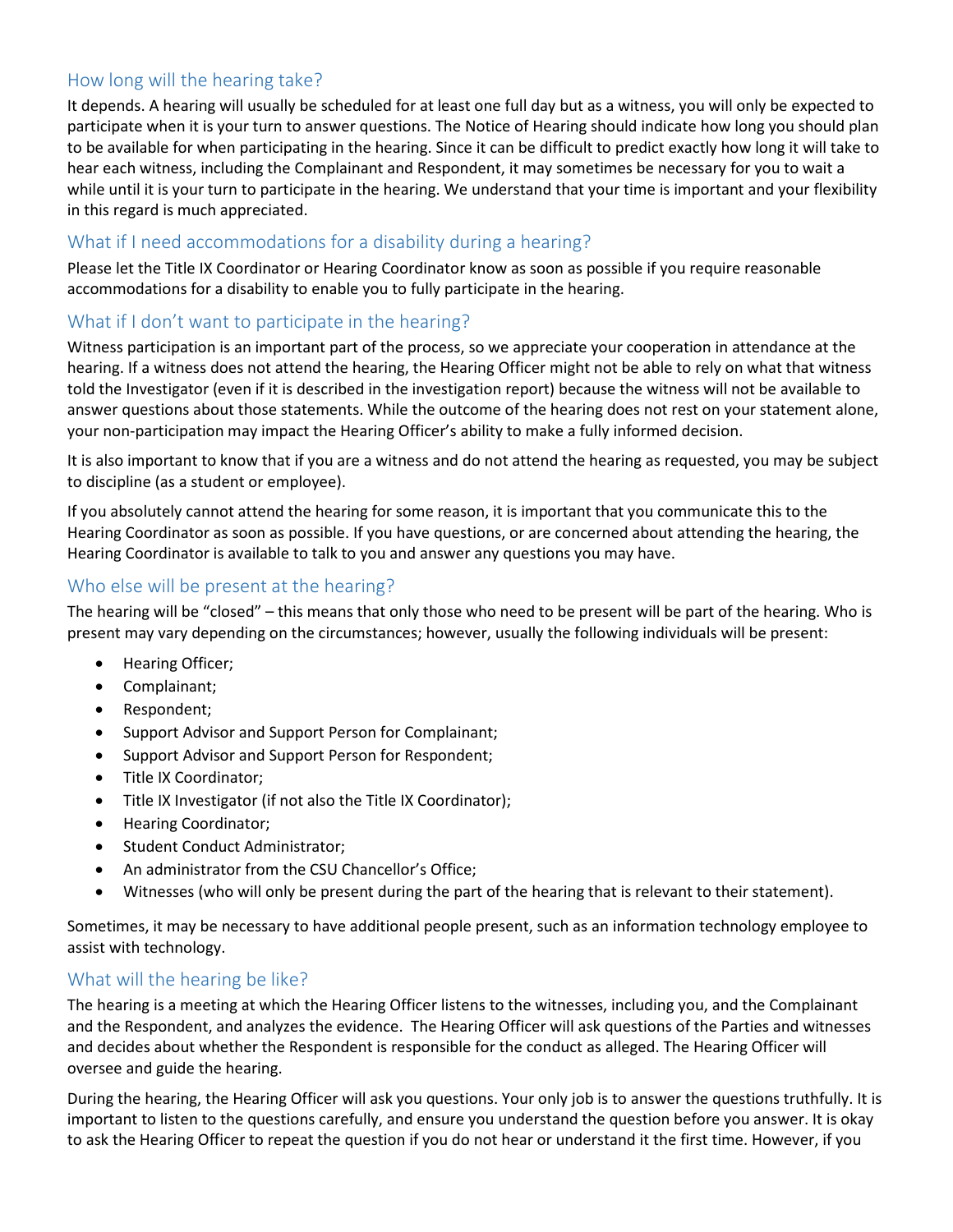## How long will the hearing take?

It depends. A hearing will usually be scheduled for at least one full day but as a witness, you will only be expected to participate when it is your turn to answer questions. The Notice of Hearing should indicate how long you should plan to be available for when participating in the hearing. Since it can be difficult to predict exactly how long it will take to hear each witness, including the Complainant and Respondent, it may sometimes be necessary for you to wait a while until it is your turn to participate in the hearing. We understand that your time is important and your flexibility in this regard is much appreciated.

## What if I need accommodations for a disability during a hearing?

Please let the Title IX Coordinator or Hearing Coordinator know as soon as possible if you require reasonable accommodations for a disability to enable you to fully participate in the hearing.

## What if I don't want to participate in the hearing?

Witness participation is an important part of the process, so we appreciate your cooperation in attendance at the hearing. If a witness does not attend the hearing, the Hearing Officer might not be able to rely on what that witness told the Investigator (even if it is described in the investigation report) because the witness will not be available to answer questions about those statements. While the outcome of the hearing does not rest on your statement alone, your non-participation may impact the Hearing Officer's ability to make a fully informed decision.

It is also important to know that if you are a witness and do not attend the hearing as requested, you may be subject to discipline (as a student or employee).

If you absolutely cannot attend the hearing for some reason, it is important that you communicate this to the Hearing Coordinator as soon as possible. If you have questions, or are concerned about attending the hearing, the Hearing Coordinator is available to talk to you and answer any questions you may have.

## Who else will be present at the hearing?

The hearing will be "closed" – this means that only those who need to be present will be part of the hearing. Who is present may vary depending on the circumstances; however, usually the following individuals will be present:

- Hearing Officer;
- Complainant;
- Respondent;
- Support Advisor and Support Person for Complainant;
- Support Advisor and Support Person for Respondent;
- Title IX Coordinator;
- Title IX Investigator (if not also the Title IX Coordinator);
- Hearing Coordinator;
- Student Conduct Administrator;
- An administrator from the CSU Chancellor's Office;
- Witnesses (who will only be present during the part of the hearing that is relevant to their statement).

Sometimes, it may be necessary to have additional people present, such as an information technology employee to assist with technology.

## What will the hearing be like?

The hearing is a meeting at which the Hearing Officer listens to the witnesses, including you, and the Complainant and the Respondent, and analyzes the evidence. The Hearing Officer will ask questions of the Parties and witnesses and decides about whether the Respondent is responsible for the conduct as alleged. The Hearing Officer will oversee and guide the hearing.

During the hearing, the Hearing Officer will ask you questions. Your only job is to answer the questions truthfully. It is important to listen to the questions carefully, and ensure you understand the question before you answer. It is okay to ask the Hearing Officer to repeat the question if you do not hear or understand it the first time. However, if you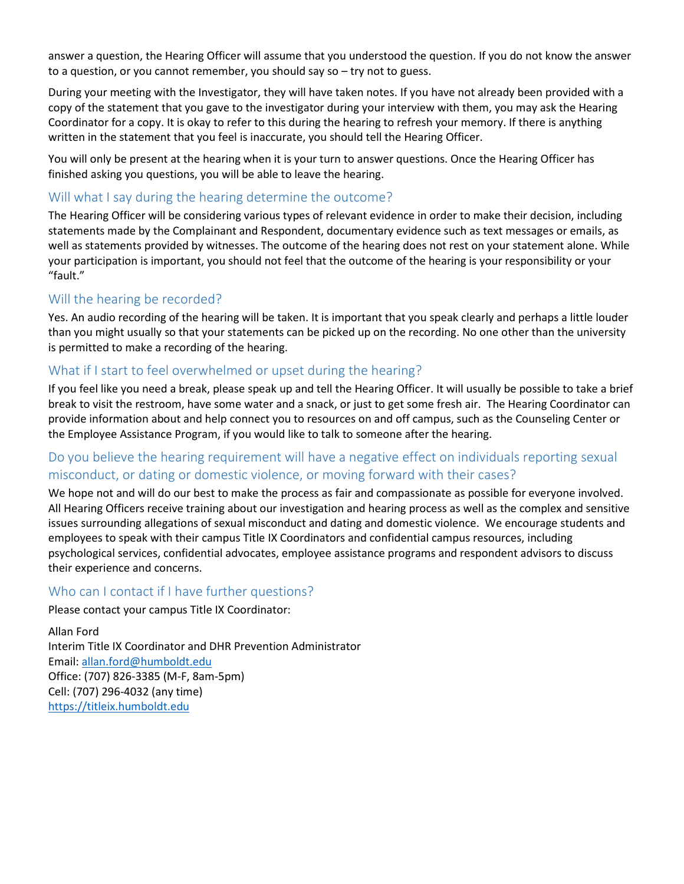answer a question, the Hearing Officer will assume that you understood the question. If you do not know the answer to a question, or you cannot remember, you should say so – try not to guess.

During your meeting with the Investigator, they will have taken notes. If you have not already been provided with a copy of the statement that you gave to the investigator during your interview with them, you may ask the Hearing Coordinator for a copy. It is okay to refer to this during the hearing to refresh your memory. If there is anything written in the statement that you feel is inaccurate, you should tell the Hearing Officer.

You will only be present at the hearing when it is your turn to answer questions. Once the Hearing Officer has finished asking you questions, you will be able to leave the hearing.

## Will what I say during the hearing determine the outcome?

The Hearing Officer will be considering various types of relevant evidence in order to make their decision, including statements made by the Complainant and Respondent, documentary evidence such as text messages or emails, as well as statements provided by witnesses. The outcome of the hearing does not rest on your statement alone. While your participation is important, you should not feel that the outcome of the hearing is your responsibility or your "fault."

## Will the hearing be recorded?

Yes. An audio recording of the hearing will be taken. It is important that you speak clearly and perhaps a little louder than you might usually so that your statements can be picked up on the recording. No one other than the university is permitted to make a recording of the hearing.

## What if I start to feel overwhelmed or upset during the hearing?

If you feel like you need a break, please speak up and tell the Hearing Officer. It will usually be possible to take a brief break to visit the restroom, have some water and a snack, or just to get some fresh air. The Hearing Coordinator can provide information about and help connect you to resources on and off campus, such as the Counseling Center or the Employee Assistance Program, if you would like to talk to someone after the hearing.

## Do you believe the hearing requirement will have a negative effect on individuals reporting sexual misconduct, or dating or domestic violence, or moving forward with their cases?

We hope not and will do our best to make the process as fair and compassionate as possible for everyone involved. All Hearing Officers receive training about our investigation and hearing process as well as the complex and sensitive issues surrounding allegations of sexual misconduct and dating and domestic violence. We encourage students and employees to speak with their campus Title IX Coordinators and confidential campus resources, including psychological services, confidential advocates, employee assistance programs and respondent advisors to discuss their experience and concerns.

## Who can I contact if I have further questions?

Please contact your campus Title IX Coordinator:

Allan Ford
Interim Title IX Coordinator and DHR Prevention Administrator
Email: allan.ford@humboldt.edu
Office: (707) 826-3385 (M-F, 8am-5pm)
Cell: (707) 296-4032 (any time)
https://titleix.humboldt.edu